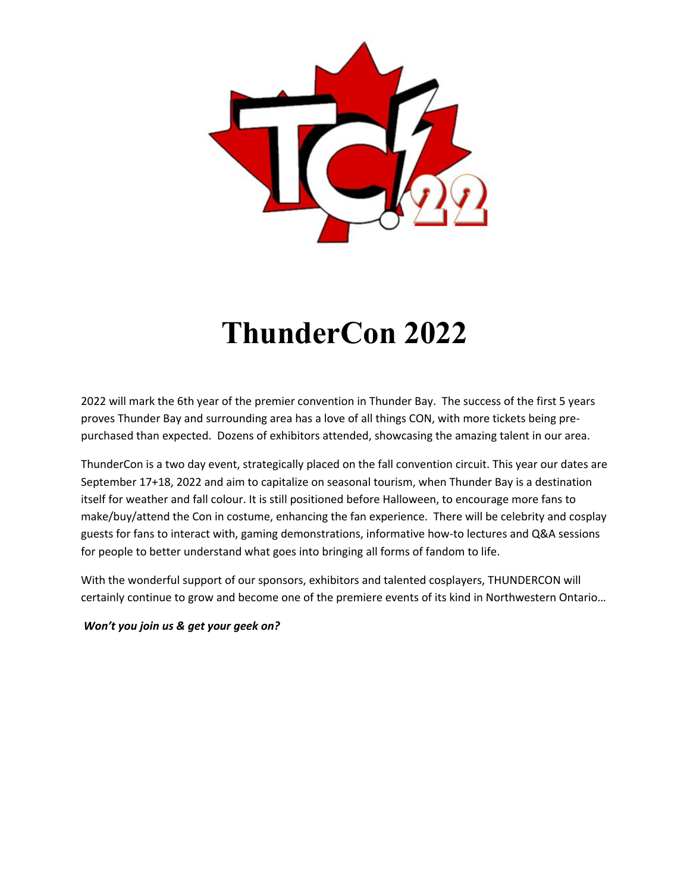# ThunderCon 2022

2022 will mark the 6th year of the premier convention in Thunder Bay. The success of the first 5 years proves Thunder Bay and surrounding area has a love of all things CON, with more tickets being pre-purchased than expected. Dozens of exhibitors attended, showcasing the amazing talent in our area.

ThunderCon is a two day event, strategically placed on the fall convention circuit. This year our dates are September 17+18, 2022 and aim to capitalize on seasonal tourism, when Thunder Bay is a destination itself for weather and fall colour. It is still positioned before Halloween, to encourage more fans to make/buy/attend the Con in costume, enhancing the fan experience. There will be celebrity and cosplay guests for fans to interact with, gaming demonstrations, informative how-to lectures and Q&A sessions for people to better understand what goes into bringing all forms of fandom to life.

With the wonderful support of our sponsors, exhibitors and talented cosplayers, THUNDERCON will certainly continue to grow and become one of the premiere events of its kind in Northwestern Ontario…

***Won't you join us & get your geek on?***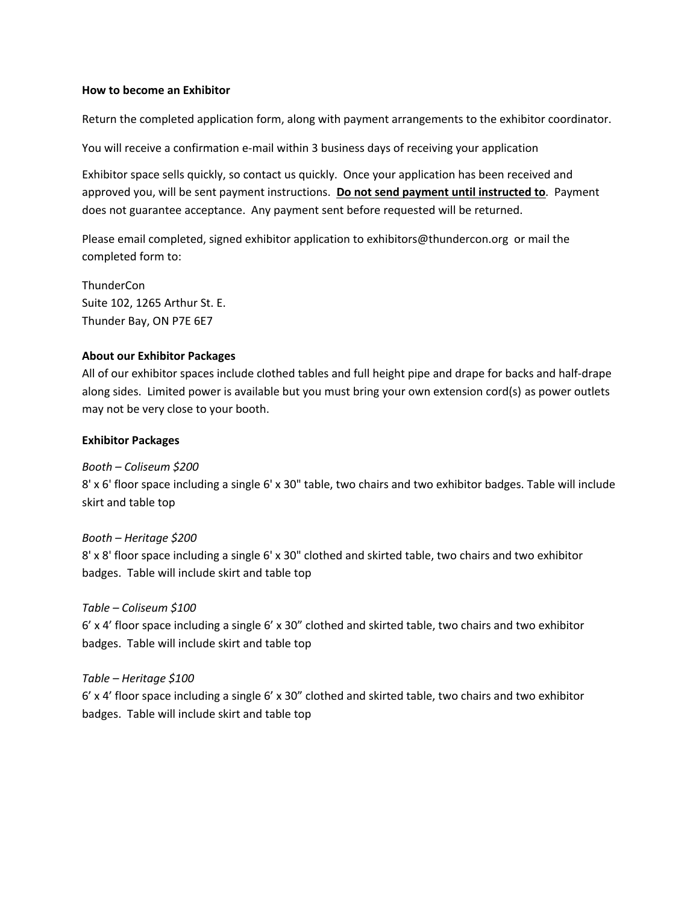**How to become an Exhibitor**

Return the completed application form, along with payment arrangements to the exhibitor coordinator.

You will receive a confirmation e-mail within 3 business days of receiving your application

Exhibitor space sells quickly, so contact us quickly. Once your application has been received and approved you, will be sent payment instructions. **<u>Do not send payment until instructed to</u>**. Payment does not guarantee acceptance. Any payment sent before requested will be returned.

Please email completed, signed exhibitor application to exhibitors@thundercon.org or mail the completed form to:

ThunderCon
Suite 102, 1265 Arthur St. E.
Thunder Bay, ON P7E 6E7

**About our Exhibitor Packages**

All of our exhibitor spaces include clothed tables and full height pipe and drape for backs and half-drape along sides. Limited power is available but you must bring your own extension cord(s) as power outlets may not be very close to your booth.

**Exhibitor Packages**

*Booth – Coliseum $200*
8' x 6' floor space including a single 6' x 30" table, two chairs and two exhibitor badges. Table will include skirt and table top

*Booth – Heritage $200*
8' x 8' floor space including a single 6' x 30" clothed and skirted table, two chairs and two exhibitor badges. Table will include skirt and table top

*Table – Coliseum $100*
6' x 4' floor space including a single 6' x 30" clothed and skirted table, two chairs and two exhibitor badges. Table will include skirt and table top

*Table – Heritage $100*
6' x 4' floor space including a single 6' x 30" clothed and skirted table, two chairs and two exhibitor badges. Table will include skirt and table top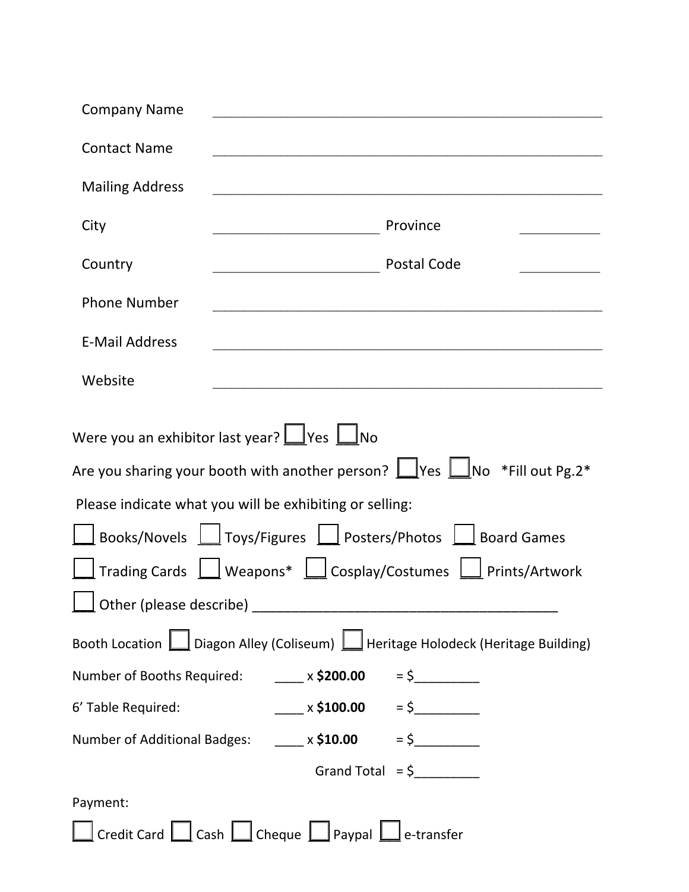Company Name ______________________________________________

Contact Name ______________________________________________

Mailing Address ______________________________________________

City ______________________ Province __________

Country ______________________ Postal Code __________

Phone Number ______________________________________________

E-Mail Address ______________________________________________

Website ______________________________________________

Were you an exhibitor last year? ☐ Yes ☐ No

Are you sharing your booth with another person? ☐ Yes ☐ No *Fill out Pg.2*

Please indicate what you will be exhibiting or selling:

☐ Books/Novels ☐ Toys/Figures ☐ Posters/Photos ☐ Board Games

☐ Trading Cards ☐ Weapons* ☐ Cosplay/Costumes ☐ Prints/Artwork

☐ Other (please describe) ________________________________________

Booth Location ☐ Diagon Alley (Coliseum) ☐ Heritage Holodeck (Heritage Building)

Number of Booths Required: ____ x **$200.00** = $_________

6' Table Required: ____ x **$100.00** = $_________

Number of Additional Badges: ____ x **$10.00** = $_________

Grand Total = $_________

Payment:

☐ Credit Card ☐ Cash ☐ Cheque ☐ Paypal ☐ e-transfer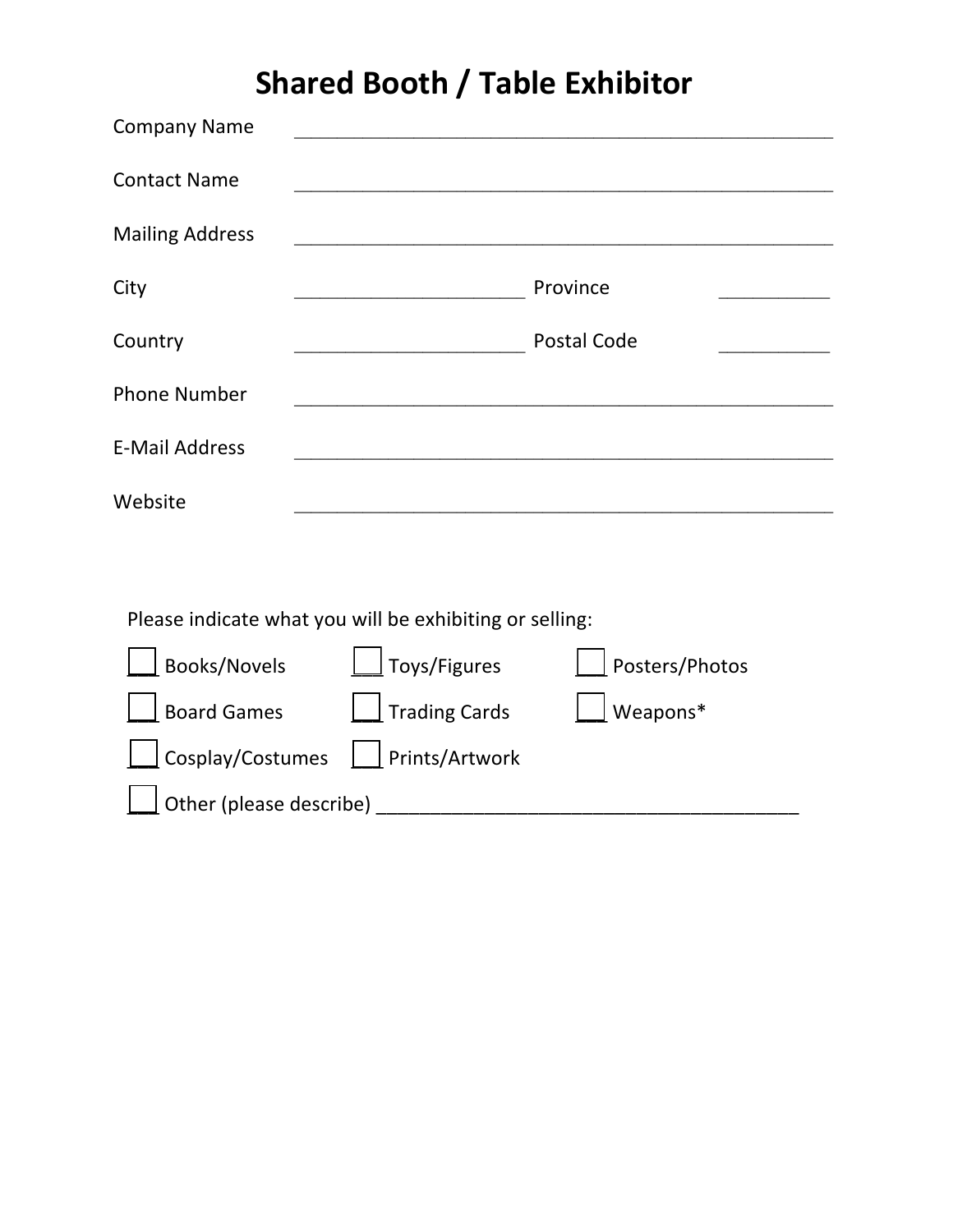# Shared Booth / Table Exhibitor

Company Name ______________________________________________

Contact Name ______________________________________________

Mailing Address ______________________________________________

City ______________________ Province __________

Country ______________________ Postal Code __________

Phone Number ______________________________________________

E-Mail Address ______________________________________________

Website ______________________________________________

Please indicate what you will be exhibiting or selling:

- [ ] Books/Novels
- [ ] Toys/Figures
- [ ] Posters/Photos
- [ ] Board Games
- [ ] Trading Cards
- [ ] Weapons*
- [ ] Cosplay/Costumes
- [ ] Prints/Artwork
- [ ] Other (please describe) ________________________________________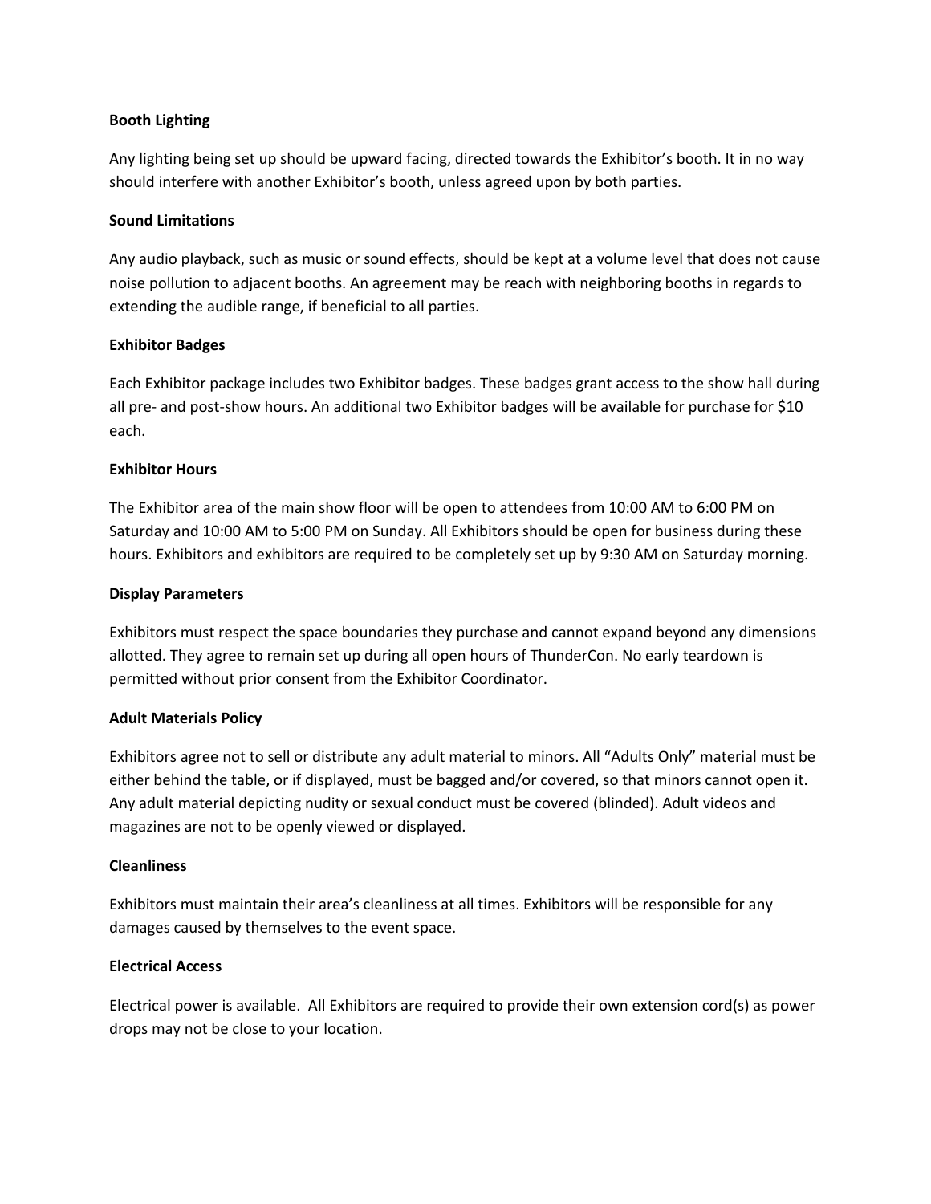**Booth Lighting**

Any lighting being set up should be upward facing, directed towards the Exhibitor's booth. It in no way should interfere with another Exhibitor's booth, unless agreed upon by both parties.

**Sound Limitations**

Any audio playback, such as music or sound effects, should be kept at a volume level that does not cause noise pollution to adjacent booths. An agreement may be reach with neighboring booths in regards to extending the audible range, if beneficial to all parties.

**Exhibitor Badges**

Each Exhibitor package includes two Exhibitor badges. These badges grant access to the show hall during all pre- and post-show hours. An additional two Exhibitor badges will be available for purchase for $10 each.

**Exhibitor Hours**

The Exhibitor area of the main show floor will be open to attendees from 10:00 AM to 6:00 PM on Saturday and 10:00 AM to 5:00 PM on Sunday. All Exhibitors should be open for business during these hours. Exhibitors and exhibitors are required to be completely set up by 9:30 AM on Saturday morning.

**Display Parameters**

Exhibitors must respect the space boundaries they purchase and cannot expand beyond any dimensions allotted. They agree to remain set up during all open hours of ThunderCon. No early teardown is permitted without prior consent from the Exhibitor Coordinator.

**Adult Materials Policy**

Exhibitors agree not to sell or distribute any adult material to minors. All "Adults Only" material must be either behind the table, or if displayed, must be bagged and/or covered, so that minors cannot open it. Any adult material depicting nudity or sexual conduct must be covered (blinded). Adult videos and magazines are not to be openly viewed or displayed.

**Cleanliness**

Exhibitors must maintain their area's cleanliness at all times. Exhibitors will be responsible for any damages caused by themselves to the event space.

**Electrical Access**

Electrical power is available. All Exhibitors are required to provide their own extension cord(s) as power drops may not be close to your location.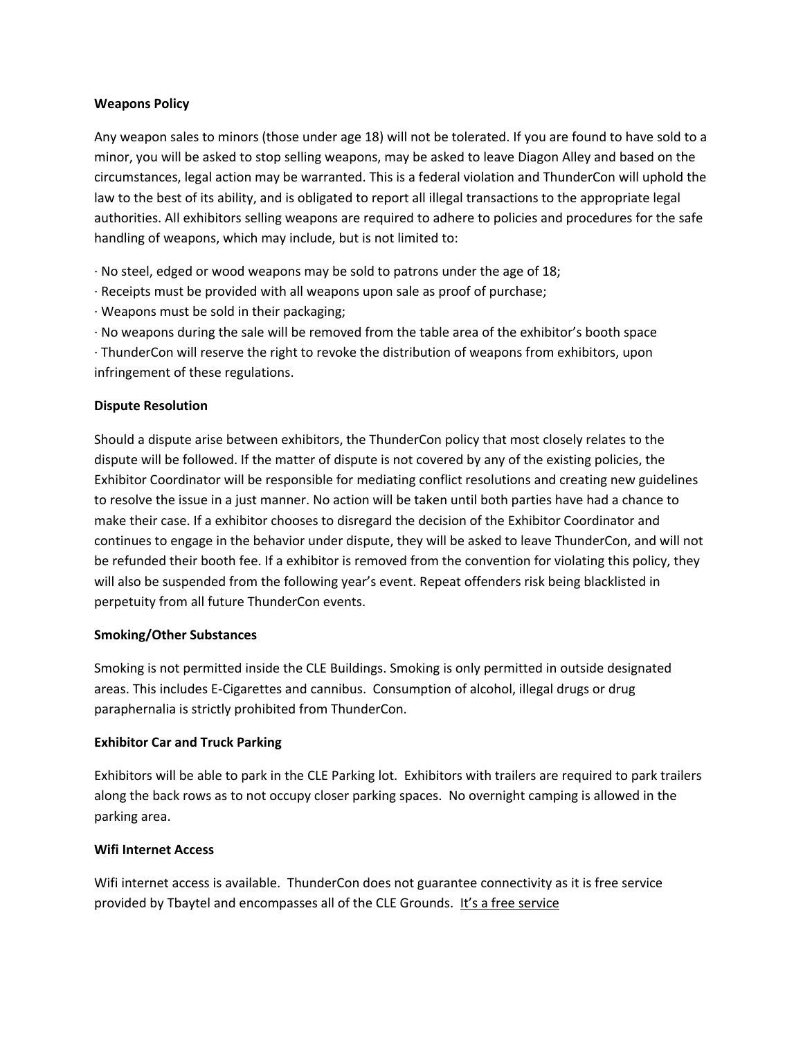**Weapons Policy**

Any weapon sales to minors (those under age 18) will not be tolerated. If you are found to have sold to a minor, you will be asked to stop selling weapons, may be asked to leave Diagon Alley and based on the circumstances, legal action may be warranted. This is a federal violation and ThunderCon will uphold the law to the best of its ability, and is obligated to report all illegal transactions to the appropriate legal authorities. All exhibitors selling weapons are required to adhere to policies and procedures for the safe handling of weapons, which may include, but is not limited to:

· No steel, edged or wood weapons may be sold to patrons under the age of 18;
· Receipts must be provided with all weapons upon sale as proof of purchase;
· Weapons must be sold in their packaging;
· No weapons during the sale will be removed from the table area of the exhibitor's booth space
· ThunderCon will reserve the right to revoke the distribution of weapons from exhibitors, upon infringement of these regulations.

**Dispute Resolution**

Should a dispute arise between exhibitors, the ThunderCon policy that most closely relates to the dispute will be followed. If the matter of dispute is not covered by any of the existing policies, the Exhibitor Coordinator will be responsible for mediating conflict resolutions and creating new guidelines to resolve the issue in a just manner. No action will be taken until both parties have had a chance to make their case. If a exhibitor chooses to disregard the decision of the Exhibitor Coordinator and continues to engage in the behavior under dispute, they will be asked to leave ThunderCon, and will not be refunded their booth fee. If a exhibitor is removed from the convention for violating this policy, they will also be suspended from the following year's event. Repeat offenders risk being blacklisted in perpetuity from all future ThunderCon events.

**Smoking/Other Substances**

Smoking is not permitted inside the CLE Buildings. Smoking is only permitted in outside designated areas. This includes E-Cigarettes and cannibus. Consumption of alcohol, illegal drugs or drug paraphernalia is strictly prohibited from ThunderCon.

**Exhibitor Car and Truck Parking**

Exhibitors will be able to park in the CLE Parking lot. Exhibitors with trailers are required to park trailers along the back rows as to not occupy closer parking spaces. No overnight camping is allowed in the parking area.

**Wifi Internet Access**

Wifi internet access is available. ThunderCon does not guarantee connectivity as it is free service provided by Tbaytel and encompasses all of the CLE Grounds. It's a free service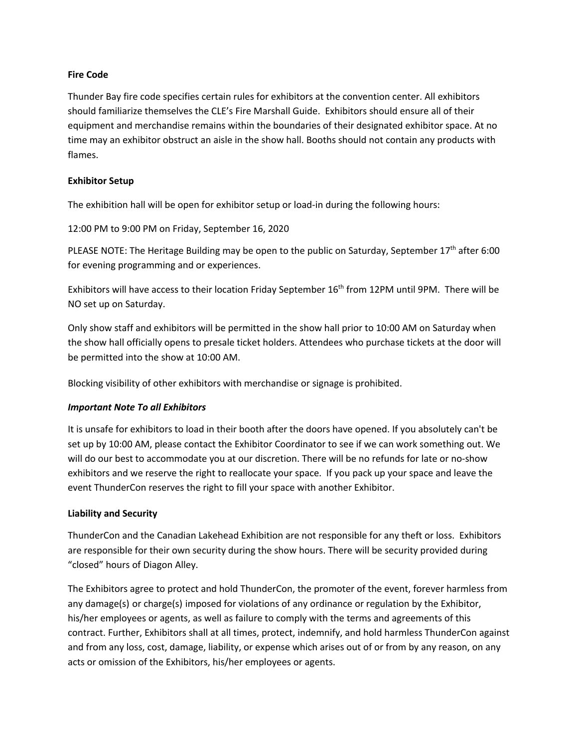**Fire Code**

Thunder Bay fire code specifies certain rules for exhibitors at the convention center. All exhibitors should familiarize themselves the CLE's Fire Marshall Guide. Exhibitors should ensure all of their equipment and merchandise remains within the boundaries of their designated exhibitor space. At no time may an exhibitor obstruct an aisle in the show hall. Booths should not contain any products with flames.

**Exhibitor Setup**

The exhibition hall will be open for exhibitor setup or load-in during the following hours:

12:00 PM to 9:00 PM on Friday, September 16, 2020

PLEASE NOTE: The Heritage Building may be open to the public on Saturday, September 17th after 6:00 for evening programming and or experiences.

Exhibitors will have access to their location Friday September 16th from 12PM until 9PM. There will be NO set up on Saturday.

Only show staff and exhibitors will be permitted in the show hall prior to 10:00 AM on Saturday when the show hall officially opens to presale ticket holders. Attendees who purchase tickets at the door will be permitted into the show at 10:00 AM.

Blocking visibility of other exhibitors with merchandise or signage is prohibited.

***Important Note To all Exhibitors***

It is unsafe for exhibitors to load in their booth after the doors have opened. If you absolutely can't be set up by 10:00 AM, please contact the Exhibitor Coordinator to see if we can work something out. We will do our best to accommodate you at our discretion. There will be no refunds for late or no-show exhibitors and we reserve the right to reallocate your space. If you pack up your space and leave the event ThunderCon reserves the right to fill your space with another Exhibitor.

**Liability and Security**

ThunderCon and the Canadian Lakehead Exhibition are not responsible for any theft or loss. Exhibitors are responsible for their own security during the show hours. There will be security provided during "closed" hours of Diagon Alley.

The Exhibitors agree to protect and hold ThunderCon, the promoter of the event, forever harmless from any damage(s) or charge(s) imposed for violations of any ordinance or regulation by the Exhibitor, his/her employees or agents, as well as failure to comply with the terms and agreements of this contract. Further, Exhibitors shall at all times, protect, indemnify, and hold harmless ThunderCon against and from any loss, cost, damage, liability, or expense which arises out of or from by any reason, on any acts or omission of the Exhibitors, his/her employees or agents.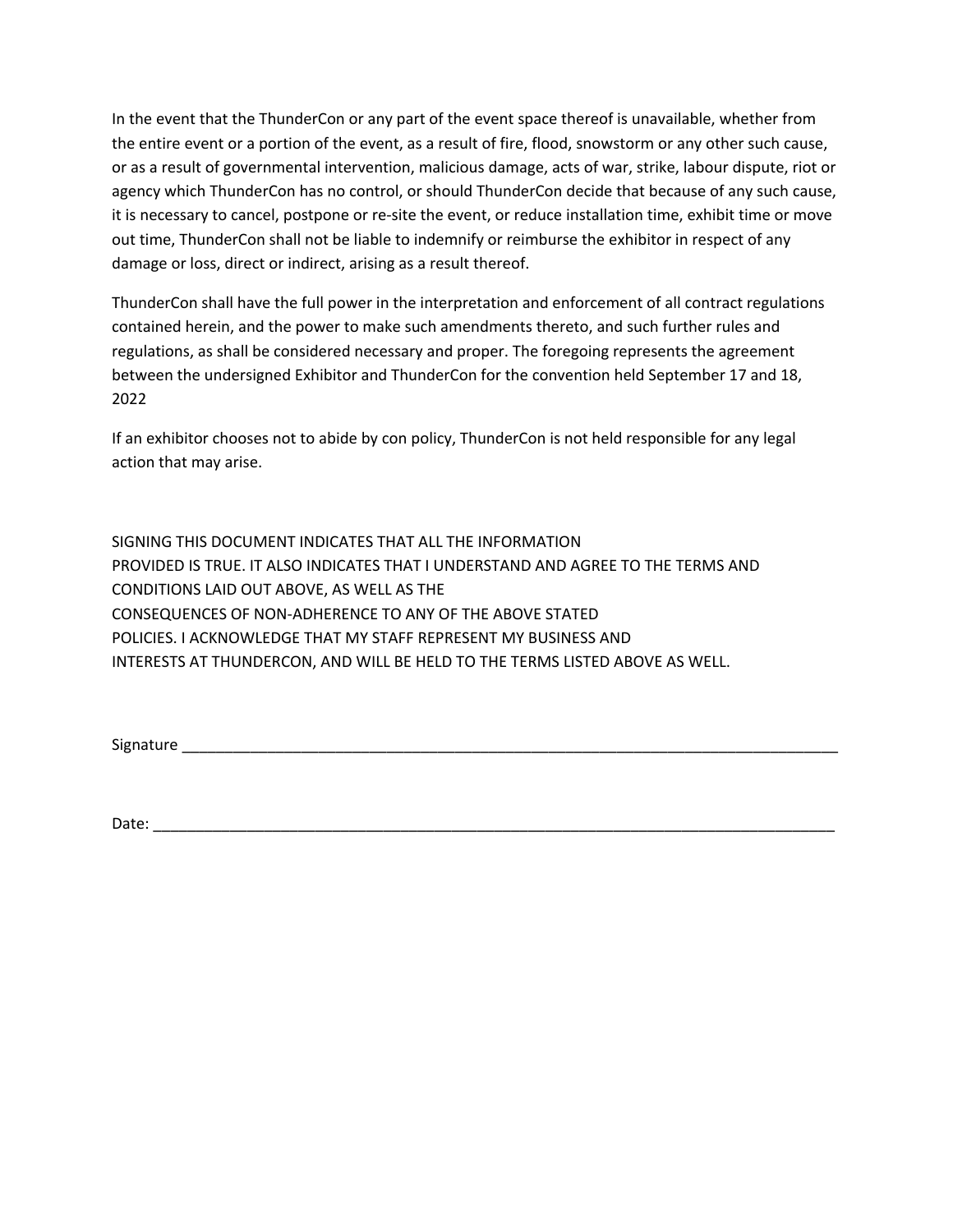In the event that the ThunderCon or any part of the event space thereof is unavailable, whether from the entire event or a portion of the event, as a result of fire, flood, snowstorm or any other such cause, or as a result of governmental intervention, malicious damage, acts of war, strike, labour dispute, riot or agency which ThunderCon has no control, or should ThunderCon decide that because of any such cause, it is necessary to cancel, postpone or re-site the event, or reduce installation time, exhibit time or move out time, ThunderCon shall not be liable to indemnify or reimburse the exhibitor in respect of any damage or loss, direct or indirect, arising as a result thereof.

ThunderCon shall have the full power in the interpretation and enforcement of all contract regulations contained herein, and the power to make such amendments thereto, and such further rules and regulations, as shall be considered necessary and proper. The foregoing represents the agreement between the undersigned Exhibitor and ThunderCon for the convention held September 17 and 18, 2022

If an exhibitor chooses not to abide by con policy, ThunderCon is not held responsible for any legal action that may arise.

SIGNING THIS DOCUMENT INDICATES THAT ALL THE INFORMATION PROVIDED IS TRUE. IT ALSO INDICATES THAT I UNDERSTAND AND AGREE TO THE TERMS AND CONDITIONS LAID OUT ABOVE, AS WELL AS THE CONSEQUENCES OF NON-ADHERENCE TO ANY OF THE ABOVE STATED POLICIES. I ACKNOWLEDGE THAT MY STAFF REPRESENT MY BUSINESS AND INTERESTS AT THUNDERCON, AND WILL BE HELD TO THE TERMS LISTED ABOVE AS WELL.

Signature ______________________________________________________________________________

Date: _________________________________________________________________________________